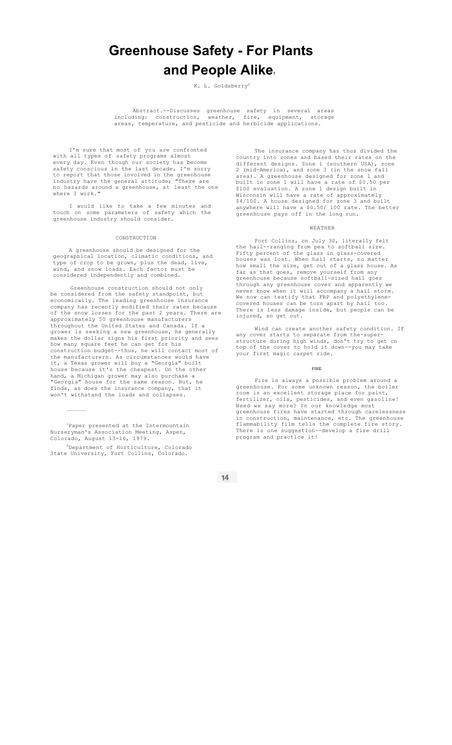# Greenhouse Safety - For Plants and People Alike[1]

K. L. Goldsberry[2]

Abstract.--Discusses greenhouse safety in several areas including: construction, weather, fire, equipment, storage areas, temperature, and pesticide and herbicide applications.

I'm sure that most of you are confronted with all types of safety programs almost every day. Even though our society has become safety conscious in the last decade, I'm sorry to report that those involved in the greenhouse industry have the general attitude; "There are no hazards around a greenhouse, at least the one where I work."

I would like to take a few minutes and touch on some parameters of safety which the greenhouse industry should consider.

## CONSTRUCTION

A greenhouse should be designed for the geographical location, climatic conditions, and type of crop to be grown, plus the dead, live, wind, and snow loads. Each factor must be considered independently and combined.

Greenhouse construction should not only be considered from the safety standpoint, but economically. The leading greenhouse insurance company has recently modified their rates because of the snow losses for the past 2 years. There are approximately 50 greenhouse manufacturers throughout the United States and Canada. If a grower is seeking a new greenhouse, he generally makes the dollar signs his first priority and sees how many square feet he can get for his construction budget--thus, he will contact most of the manufacturers. As circumstances would have it, a Texas grower will buy a "Georgia" built house because it's the cheapest. On the other hand, a Michigan grower may also purchase a "Georgia" house for the same reason. But, he finds, as does the insurance company, that it won't withstand the loads and collapses.

The insurance company has thus divided the country into zones and based their rates on the different designs. Zone 1 (southern USA), zone 2 (mid-America), and zone 3 (in the snow fall area). A greenhouse designed for zone 1 and built in zone 1 will have a rate of $0.50 per $100 evaluation. A zone 1 design built in Wisconsin will have a rate of approximately $4/100. A house designed for zone 3 and built anywhere will have a $0.50/ 100 rate. The better greenhouse pays off in the long run.

## WEATHER

Fort Collins, on July 30, literally felt the hail--ranging from pea to softball size. Fifty percent of the glass in glass-covered houses was lost. When hail starts, no matter how small the size, get out of a glass house. As far as that goes, remove yourself from any greenhouse because softball-sized hail goes through any greenhouse cover and apparently we never know when it will accompany a hail storm. We now can testify that FRP and polyethylene-covered houses can be torn apart by hail too. There is less damage inside, but people can be injured, so get out.

Wind can create another safety condition. If any cover starts to separate from the-super-structure during high winds, don't try to get on top of the cover to hold it down--you may take your first magic carpet ride.

## FIRE

Fire is always a possible problem around a greenhouse. For some unknown reason, the boiler room is an excellent storage place for paint, fertilizer, oils, pesticides, and even gasoline! Need we say more? In our knowledge most greenhouse fires have started through carelessness in construction, maintenance, etc. The greenhouse flammability film tells the complete fire story. There is one suggestion--develop a fire drill program and practice it!

---

[1]Paper presented at the Intermountain Nurseryman's Association Meeting, Aspen, Colorado, August 13-16, 1979.

[2]Department of Horticulture, Colorado State University, Fort Collins, Colorado.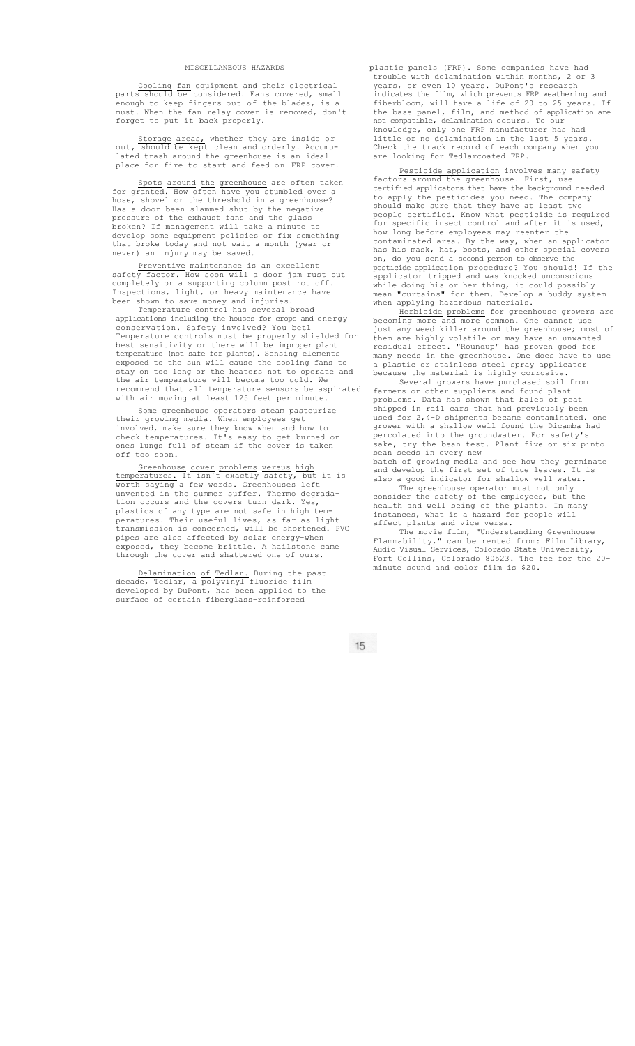## MISCELLANEOUS HAZARDS

Cooling fan equipment and their electrical parts should be considered. Fans covered, small enough to keep fingers out of the blades, is a must. When the fan relay cover is removed, don't forget to put it back properly.

Storage areas, whether they are inside or out, should be kept clean and orderly. Accumulated trash around the greenhouse is an ideal place for fire to start and feed on FRP cover.

Spots around the greenhouse are often taken for granted. How often have you stumbled over a hose, shovel or the threshold in a greenhouse? Has a door been slammed shut by the negative pressure of the exhaust fans and the glass broken? If management will take a minute to develop some equipment policies or fix something that broke today and not wait a month (year or never) an injury may be saved.

Preventive maintenance is an excellent safety factor. How soon will a door jam rust out completely or a supporting column post rot off. Inspections, light, or heavy maintenance have been shown to save money and injuries.

Temperature control has several broad applications including the houses for crops and energy conservation. Safety involved? You bet! Temperature controls must be properly shielded for best sensitivity or there will be improper plant temperature (not safe for plants). Sensing elements exposed to the sun will cause the cooling fans to stay on too long or the heaters not to operate and the air temperature will become too cold. We recommend that all temperature sensors be aspirated with air moving at least 125 feet per minute.

Some greenhouse operators steam pasteurize their growing media. When employees get involved, make sure they know when and how to check temperatures. It's easy to get burned or ones lungs full of steam if the cover is taken off too soon.

Greenhouse cover problems versus high temperatures. It isn't exactly safety, but it is worth saying a few words. Greenhouses left unvented in the summer suffer. Thermo degradation occurs and the covers turn dark. Yes, plastics of any type are not safe in high temperatures. Their useful lives, as far as light transmission is concerned, will be shortened. PVC pipes are also affected by solar energy-when exposed, they become brittle. A hailstone came through the cover and shattered one of ours.

Delamination of Tedlar. During the past decade, Tedlar, a polyvinyl fluoride film developed by DuPont, has been applied to the surface of certain fiberglass-reinforced plastic panels (FRP). Some companies have had trouble with delamination within months, 2 or 3 years, or even 10 years. DuPont's research indicates the film, which prevents FRP weathering and fiberbloom, will have a life of 20 to 25 years. If the base panel, film, and method of application are not compatible, delamination occurs. To our knowledge, only one FRP manufacturer has had little or no delamination in the last 5 years. Check the track record of each company when you are looking for Tedlarcoated FRP.

Pesticide application involves many safety factors around the greenhouse. First, use certified applicators that have the background needed to apply the pesticides you need. The company should make sure that they have at least two people certified. Know what pesticide is required for specific insect control and after it is used, how long before employees may reenter the contaminated area. By the way, when an applicator has his mask, hat, boots, and other special covers on, do you send a second person to observe the pesticide application procedure? You should! If the applicator tripped and was knocked unconscious while doing his or her thing, it could possibly mean "curtains" for them. Develop a buddy system when applying hazardous materials.

Herbicide problems for greenhouse growers are becoming more and more common. One cannot use just any weed killer around the greenhouse; most of them are highly volatile or may have an unwanted residual effect. "Roundup" has proven good for many needs in the greenhouse. One does have to use a plastic or stainless steel spray applicator because the material is highly corrosive.

Several growers have purchased soil from farmers or other suppliers and found plant problems. Data has shown that bales of peat shipped in rail cars that had previously been used for 2,4-D shipments became contaminated. one grower with a shallow well found the Dicamba had percolated into the groundwater. For safety's sake, try the bean test. Plant five or six pinto bean seeds in every new batch of growing media and see how they germinate and develop the first set of true leaves. It is also a good indicator for shallow well water.

The greenhouse operator must not only consider the safety of the employees, but the health and well being of the plants. In many instances, what is a hazard for people will affect plants and vice versa.

The movie film, "Understanding Greenhouse Flammability," can be rented from: Film Library, Audio Visual Services, Colorado State University, Fort Collins, Colorado 80523. The fee for the 20-minute sound and color film is $20.